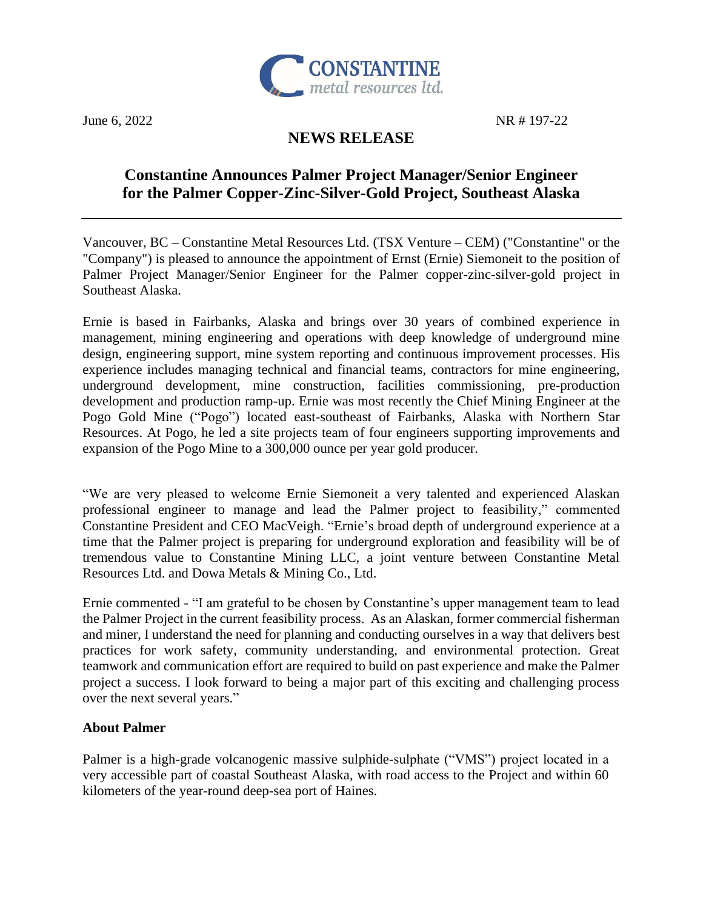CONSTANTINE metal resources ltd.

June 6, 2022 NR # 197-22

# NEWS RELEASE

## Constantine Announces Palmer Project Manager/Senior Engineer for the Palmer Copper-Zinc-Silver-Gold Project, Southeast Alaska

---

Vancouver, BC – Constantine Metal Resources Ltd. (TSX Venture – CEM) ("Constantine" or the "Company") is pleased to announce the appointment of Ernst (Ernie) Siemoneit to the position of Palmer Project Manager/Senior Engineer for the Palmer copper-zinc-silver-gold project in Southeast Alaska.

Ernie is based in Fairbanks, Alaska and brings over 30 years of combined experience in management, mining engineering and operations with deep knowledge of underground mine design, engineering support, mine system reporting and continuous improvement processes. His experience includes managing technical and financial teams, contractors for mine engineering, underground development, mine construction, facilities commissioning, pre-production development and production ramp-up. Ernie was most recently the Chief Mining Engineer at the Pogo Gold Mine ("Pogo") located east-southeast of Fairbanks, Alaska with Northern Star Resources. At Pogo, he led a site projects team of four engineers supporting improvements and expansion of the Pogo Mine to a 300,000 ounce per year gold producer.

"We are very pleased to welcome Ernie Siemoneit a very talented and experienced Alaskan professional engineer to manage and lead the Palmer project to feasibility," commented Constantine President and CEO MacVeigh. "Ernie's broad depth of underground experience at a time that the Palmer project is preparing for underground exploration and feasibility will be of tremendous value to Constantine Mining LLC, a joint venture between Constantine Metal Resources Ltd. and Dowa Metals & Mining Co., Ltd.

Ernie commented - "I am grateful to be chosen by Constantine's upper management team to lead the Palmer Project in the current feasibility process. As an Alaskan, former commercial fisherman and miner, I understand the need for planning and conducting ourselves in a way that delivers best practices for work safety, community understanding, and environmental protection. Great teamwork and communication effort are required to build on past experience and make the Palmer project a success. I look forward to being a major part of this exciting and challenging process over the next several years."

**About Palmer**

Palmer is a high-grade volcanogenic massive sulphide-sulphate ("VMS") project located in a very accessible part of coastal Southeast Alaska, with road access to the Project and within 60 kilometers of the year-round deep-sea port of Haines.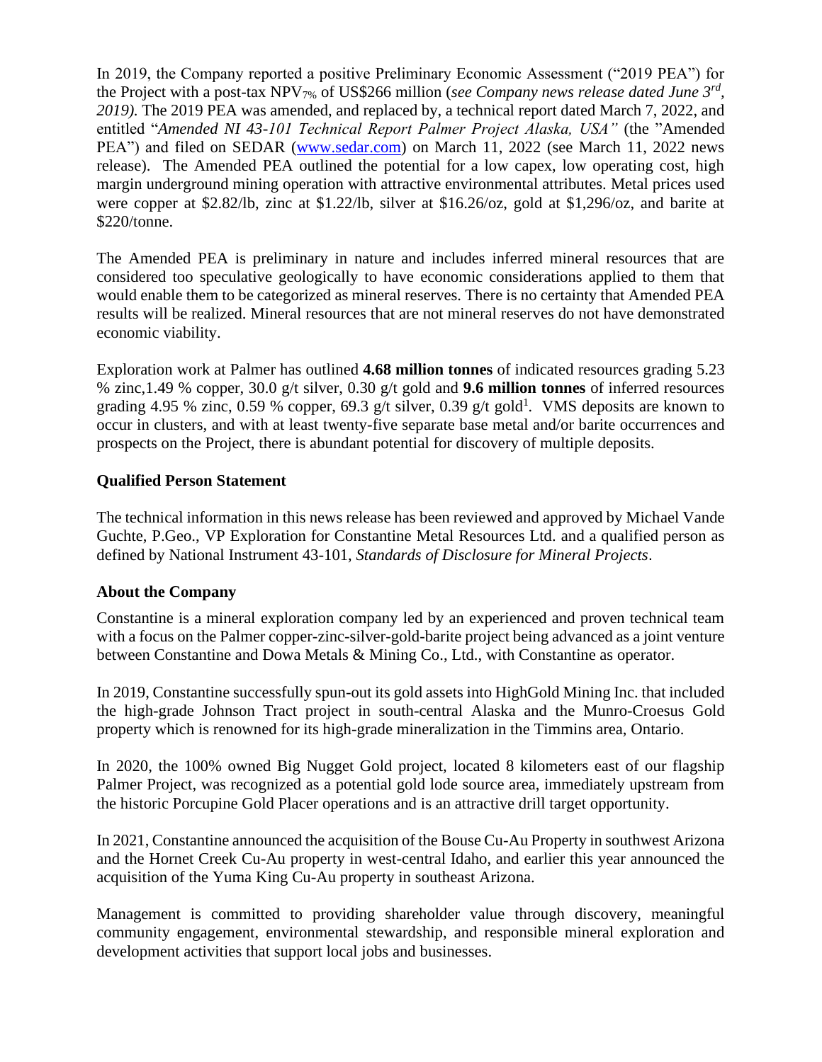In 2019, the Company reported a positive Preliminary Economic Assessment ("2019 PEA") for the Project with a post-tax $NPV_{7\%}$ of US$266 million (*see Company news release dated June 3rd, 2019).* The 2019 PEA was amended, and replaced by, a technical report dated March 7, 2022, and entitled "*Amended NI 43-101 Technical Report Palmer Project Alaska, USA"* (the "Amended PEA") and filed on SEDAR (www.sedar.com) on March 11, 2022 (see March 11, 2022 news release). The Amended PEA outlined the potential for a low capex, low operating cost, high margin underground mining operation with attractive environmental attributes. Metal prices used were copper at $2.82/lb, zinc at $1.22/lb, silver at $16.26/oz, gold at $1,296/oz, and barite at $220/tonne.

The Amended PEA is preliminary in nature and includes inferred mineral resources that are considered too speculative geologically to have economic considerations applied to them that would enable them to be categorized as mineral reserves. There is no certainty that Amended PEA results will be realized. Mineral resources that are not mineral reserves do not have demonstrated economic viability.

Exploration work at Palmer has outlined **4.68 million tonnes** of indicated resources grading 5.23 % zinc,1.49 % copper, 30.0 g/t silver, 0.30 g/t gold and **9.6 million tonnes** of inferred resources grading 4.95 % zinc, 0.59 % copper, 69.3 g/t silver, 0.39 g/t gold[1]. VMS deposits are known to occur in clusters, and with at least twenty-five separate base metal and/or barite occurrences and prospects on the Project, there is abundant potential for discovery of multiple deposits.

### Qualified Person Statement

The technical information in this news release has been reviewed and approved by Michael Vande Guchte, P.Geo., VP Exploration for Constantine Metal Resources Ltd. and a qualified person as defined by National Instrument 43-101, *Standards of Disclosure for Mineral Projects*.

### About the Company

Constantine is a mineral exploration company led by an experienced and proven technical team with a focus on the Palmer copper-zinc-silver-gold-barite project being advanced as a joint venture between Constantine and Dowa Metals & Mining Co., Ltd., with Constantine as operator.

In 2019, Constantine successfully spun-out its gold assets into HighGold Mining Inc. that included the high-grade Johnson Tract project in south-central Alaska and the Munro-Croesus Gold property which is renowned for its high-grade mineralization in the Timmins area, Ontario.

In 2020, the 100% owned Big Nugget Gold project, located 8 kilometers east of our flagship Palmer Project, was recognized as a potential gold lode source area, immediately upstream from the historic Porcupine Gold Placer operations and is an attractive drill target opportunity.

In 2021, Constantine announced the acquisition of the Bouse Cu-Au Property in southwest Arizona and the Hornet Creek Cu-Au property in west-central Idaho, and earlier this year announced the acquisition of the Yuma King Cu-Au property in southeast Arizona.

Management is committed to providing shareholder value through discovery, meaningful community engagement, environmental stewardship, and responsible mineral exploration and development activities that support local jobs and businesses.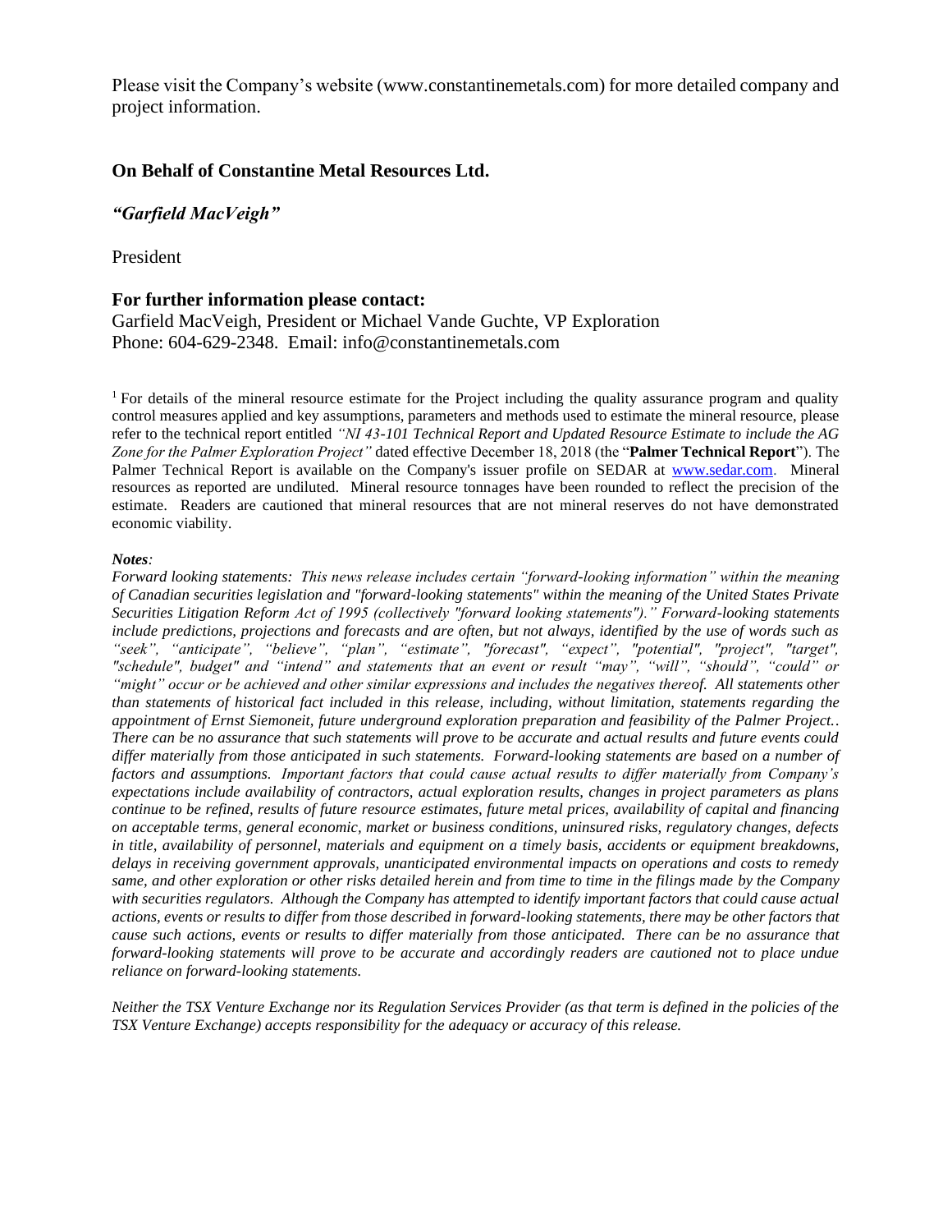Please visit the Company's website (www.constantinemetals.com) for more detailed company and project information.

**On Behalf of Constantine Metal Resources Ltd.**

***"Garfield MacVeigh"***

President

**For further information please contact:**

Garfield MacVeigh, President or Michael Vande Guchte, VP Exploration
Phone: 604-629-2348. Email: info@constantinemetals.com

[1] For details of the mineral resource estimate for the Project including the quality assurance program and quality control measures applied and key assumptions, parameters and methods used to estimate the mineral resource, please refer to the technical report entitled *"NI 43-101 Technical Report and Updated Resource Estimate to include the AG Zone for the Palmer Exploration Project"* dated effective December 18, 2018 (the "**Palmer Technical Report**"). The Palmer Technical Report is available on the Company's issuer profile on SEDAR at [www.sedar.com](www.sedar.com). Mineral resources as reported are undiluted. Mineral resource tonnages have been rounded to reflect the precision of the estimate. Readers are cautioned that mineral resources that are not mineral reserves do not have demonstrated economic viability.

***Notes**:*

*Forward looking statements: This news release includes certain "forward-looking information" within the meaning of Canadian securities legislation and "forward-looking statements" within the meaning of the United States Private Securities Litigation Reform Act of 1995 (collectively "forward looking statements")." Forward-looking statements include predictions, projections and forecasts and are often, but not always, identified by the use of words such as "seek", "anticipate", "believe", "plan", "estimate", "forecast", "expect", "potential", "project", "target", "schedule", budget" and "intend" and statements that an event or result "may", "will", "should", "could" or "might" occur or be achieved and other similar expressions and includes the negatives thereof. All statements other than statements of historical fact included in this release, including, without limitation, statements regarding the appointment of Ernst Siemoneit, future underground exploration preparation and feasibility of the Palmer Project.. There can be no assurance that such statements will prove to be accurate and actual results and future events could differ materially from those anticipated in such statements. Forward-looking statements are based on a number of factors and assumptions. Important factors that could cause actual results to differ materially from Company's expectations include availability of contractors, actual exploration results, changes in project parameters as plans continue to be refined, results of future resource estimates, future metal prices, availability of capital and financing on acceptable terms, general economic, market or business conditions, uninsured risks, regulatory changes, defects in title, availability of personnel, materials and equipment on a timely basis, accidents or equipment breakdowns, delays in receiving government approvals, unanticipated environmental impacts on operations and costs to remedy same, and other exploration or other risks detailed herein and from time to time in the filings made by the Company with securities regulators. Although the Company has attempted to identify important factors that could cause actual actions, events or results to differ from those described in forward-looking statements, there may be other factors that cause such actions, events or results to differ materially from those anticipated. There can be no assurance that forward-looking statements will prove to be accurate and accordingly readers are cautioned not to place undue reliance on forward-looking statements.*

*Neither the TSX Venture Exchange nor its Regulation Services Provider (as that term is defined in the policies of the TSX Venture Exchange) accepts responsibility for the adequacy or accuracy of this release.*